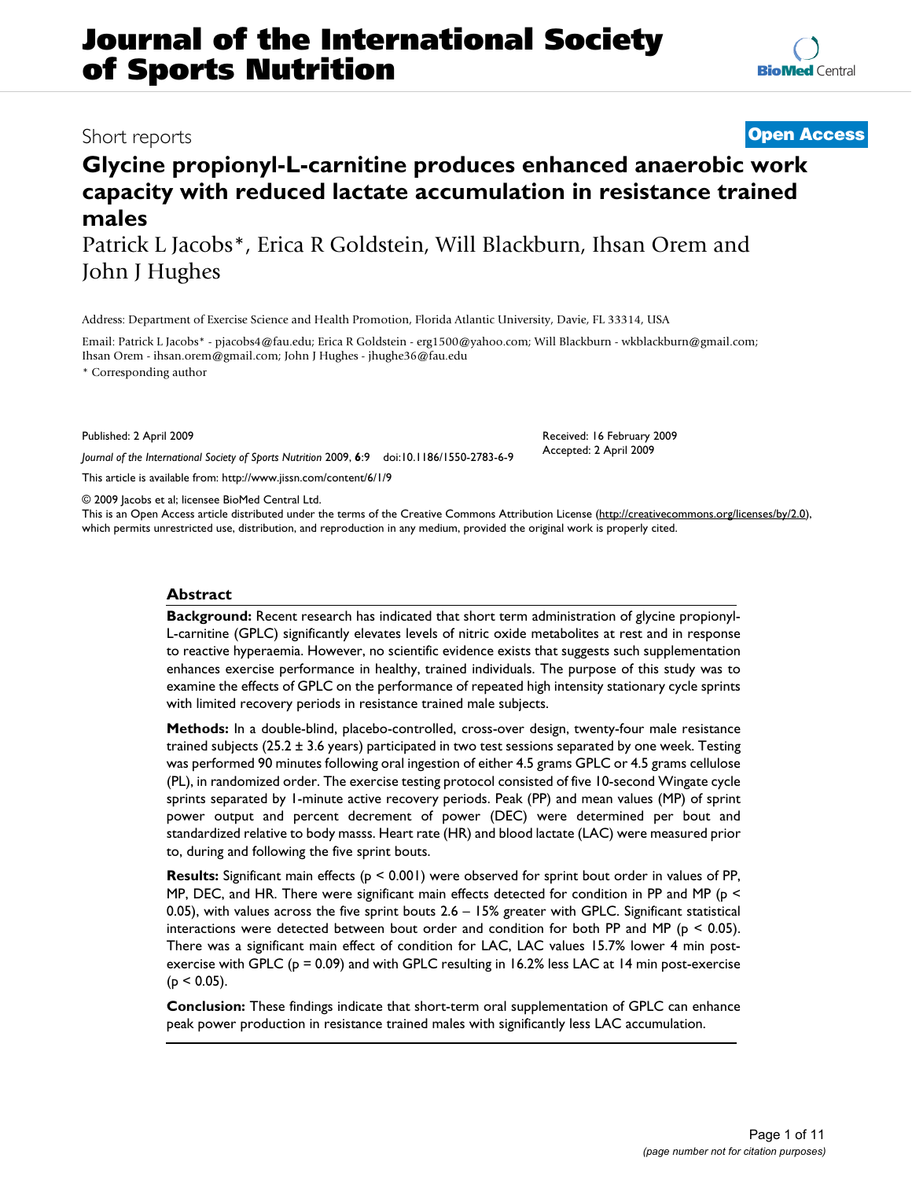# Journal of the International Society of Sports Nutrition

Short reports

**Open Access**

# Glycine propionyl-L-carnitine produces enhanced anaerobic work capacity with reduced lactate accumulation in resistance trained males

Patrick L Jacobs*, Erica R Goldstein, Will Blackburn, Ihsan Orem and John J Hughes

Address: Department of Exercise Science and Health Promotion, Florida Atlantic University, Davie, FL 33314, USA

Email: Patrick L Jacobs* - pjacobs4@fau.edu; Erica R Goldstein - erg1500@yahoo.com; Will Blackburn - wkblackburn@gmail.com; Ihsan Orem - ihsan.orem@gmail.com; John J Hughes - jhughe36@fau.edu

\* Corresponding author

Published: 2 April 2009

*Journal of the International Society of Sports Nutrition* 2009, **6**:9 doi:10.1186/1550-2783-6-9

Received: 16 February 2009
Accepted: 2 April 2009

This article is available from: http://www.jissn.com/content/6/1/9

© 2009 Jacobs et al; licensee BioMed Central Ltd.

This is an Open Access article distributed under the terms of the Creative Commons Attribution License (http://creativecommons.org/licenses/by/2.0), which permits unrestricted use, distribution, and reproduction in any medium, provided the original work is properly cited.

## Abstract

**Background:** Recent research has indicated that short term administration of glycine propionyl-L-carnitine (GPLC) significantly elevates levels of nitric oxide metabolites at rest and in response to reactive hyperaemia. However, no scientific evidence exists that suggests such supplementation enhances exercise performance in healthy, trained individuals. The purpose of this study was to examine the effects of GPLC on the performance of repeated high intensity stationary cycle sprints with limited recovery periods in resistance trained male subjects.

**Methods:** In a double-blind, placebo-controlled, cross-over design, twenty-four male resistance trained subjects (25.2 ± 3.6 years) participated in two test sessions separated by one week. Testing was performed 90 minutes following oral ingestion of either 4.5 grams GPLC or 4.5 grams cellulose (PL), in randomized order. The exercise testing protocol consisted of five 10-second Wingate cycle sprints separated by 1-minute active recovery periods. Peak (PP) and mean values (MP) of sprint power output and percent decrement of power (DEC) were determined per bout and standardized relative to body masss. Heart rate (HR) and blood lactate (LAC) were measured prior to, during and following the five sprint bouts.

**Results:** Significant main effects ($p < 0.001$) were observed for sprint bout order in values of PP, MP, DEC, and HR. There were significant main effects detected for condition in PP and MP ($p < 0.05$), with values across the five sprint bouts 2.6 – 15% greater with GPLC. Significant statistical interactions were detected between bout order and condition for both PP and MP ($p < 0.05$). There was a significant main effect of condition for LAC, LAC values 15.7% lower 4 min post-exercise with GPLC ($p = 0.09$) and with GPLC resulting in 16.2% less LAC at 14 min post-exercise ($p < 0.05$).

**Conclusion:** These findings indicate that short-term oral supplementation of GPLC can enhance peak power production in resistance trained males with significantly less LAC accumulation.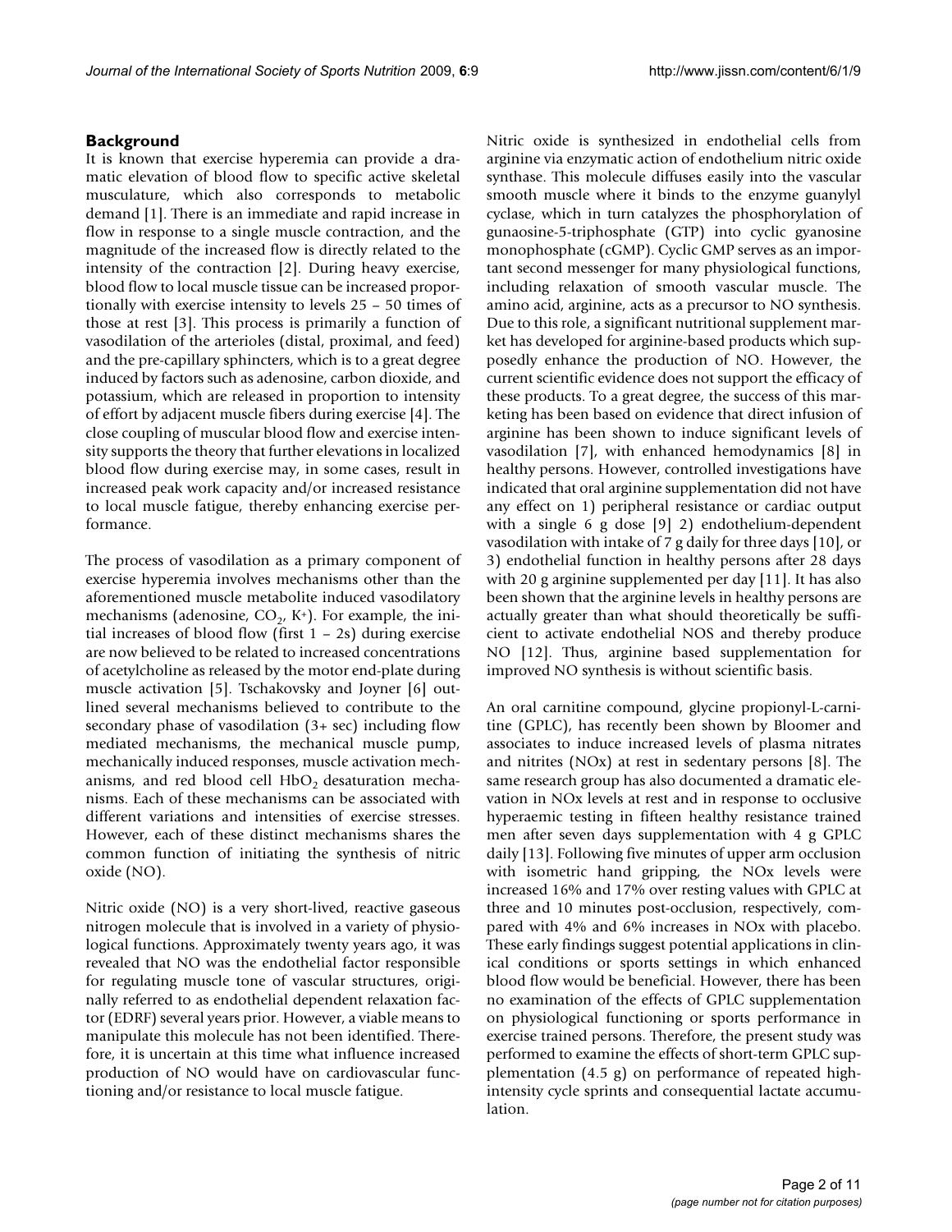## Background

It is known that exercise hyperemia can provide a dramatic elevation of blood flow to specific active skeletal musculature, which also corresponds to metabolic demand [1]. There is an immediate and rapid increase in flow in response to a single muscle contraction, and the magnitude of the increased flow is directly related to the intensity of the contraction [2]. During heavy exercise, blood flow to local muscle tissue can be increased proportionally with exercise intensity to levels 25 – 50 times of those at rest [3]. This process is primarily a function of vasodilation of the arterioles (distal, proximal, and feed) and the pre-capillary sphincters, which is to a great degree induced by factors such as adenosine, carbon dioxide, and potassium, which are released in proportion to intensity of effort by adjacent muscle fibers during exercise [4]. The close coupling of muscular blood flow and exercise intensity supports the theory that further elevations in localized blood flow during exercise may, in some cases, result in increased peak work capacity and/or increased resistance to local muscle fatigue, thereby enhancing exercise performance.

The process of vasodilation as a primary component of exercise hyperemia involves mechanisms other than the aforementioned muscle metabolite induced vasodilatory mechanisms (adenosine, $CO_2$, $K^+$). For example, the initial increases of blood flow (first 1 – 2s) during exercise are now believed to be related to increased concentrations of acetylcholine as released by the motor end-plate during muscle activation [5]. Tschakovsky and Joyner [6] outlined several mechanisms believed to contribute to the secondary phase of vasodilation (3+ sec) including flow mediated mechanisms, the mechanical muscle pump, mechanically induced responses, muscle activation mechanisms, and red blood cell $HbO_2$ desaturation mechanisms. Each of these mechanisms can be associated with different variations and intensities of exercise stresses. However, each of these distinct mechanisms shares the common function of initiating the synthesis of nitric oxide (NO).

Nitric oxide (NO) is a very short-lived, reactive gaseous nitrogen molecule that is involved in a variety of physiological functions. Approximately twenty years ago, it was revealed that NO was the endothelial factor responsible for regulating muscle tone of vascular structures, originally referred to as endothelial dependent relaxation factor (EDRF) several years prior. However, a viable means to manipulate this molecule has not been identified. Therefore, it is uncertain at this time what influence increased production of NO would have on cardiovascular functioning and/or resistance to local muscle fatigue.

Nitric oxide is synthesized in endothelial cells from arginine via enzymatic action of endothelium nitric oxide synthase. This molecule diffuses easily into the vascular smooth muscle where it binds to the enzyme guanylyl cyclase, which in turn catalyzes the phosphorylation of gunaosine-5-triphosphate (GTP) into cyclic gyanosine monophosphate (cGMP). Cyclic GMP serves as an important second messenger for many physiological functions, including relaxation of smooth vascular muscle. The amino acid, arginine, acts as a precursor to NO synthesis. Due to this role, a significant nutritional supplement market has developed for arginine-based products which supposedly enhance the production of NO. However, the current scientific evidence does not support the efficacy of these products. To a great degree, the success of this marketing has been based on evidence that direct infusion of arginine has been shown to induce significant levels of vasodilation [7], with enhanced hemodynamics [8] in healthy persons. However, controlled investigations have indicated that oral arginine supplementation did not have any effect on 1) peripheral resistance or cardiac output with a single 6 g dose [9] 2) endothelium-dependent vasodilation with intake of 7 g daily for three days [10], or 3) endothelial function in healthy persons after 28 days with 20 g arginine supplemented per day [11]. It has also been shown that the arginine levels in healthy persons are actually greater than what should theoretically be sufficient to activate endothelial NOS and thereby produce NO [12]. Thus, arginine based supplementation for improved NO synthesis is without scientific basis.

An oral carnitine compound, glycine propionyl-L-carnitine (GPLC), has recently been shown by Bloomer and associates to induce increased levels of plasma nitrates and nitrites (NOx) at rest in sedentary persons [8]. The same research group has also documented a dramatic elevation in NOx levels at rest and in response to occlusive hyperaemic testing in fifteen healthy resistance trained men after seven days supplementation with 4 g GPLC daily [13]. Following five minutes of upper arm occlusion with isometric hand gripping, the NOx levels were increased 16% and 17% over resting values with GPLC at three and 10 minutes post-occlusion, respectively, compared with 4% and 6% increases in NOx with placebo. These early findings suggest potential applications in clinical conditions or sports settings in which enhanced blood flow would be beneficial. However, there has been no examination of the effects of GPLC supplementation on physiological functioning or sports performance in exercise trained persons. Therefore, the present study was performed to examine the effects of short-term GPLC supplementation (4.5 g) on performance of repeated high-intensity cycle sprints and consequential lactate accumulation.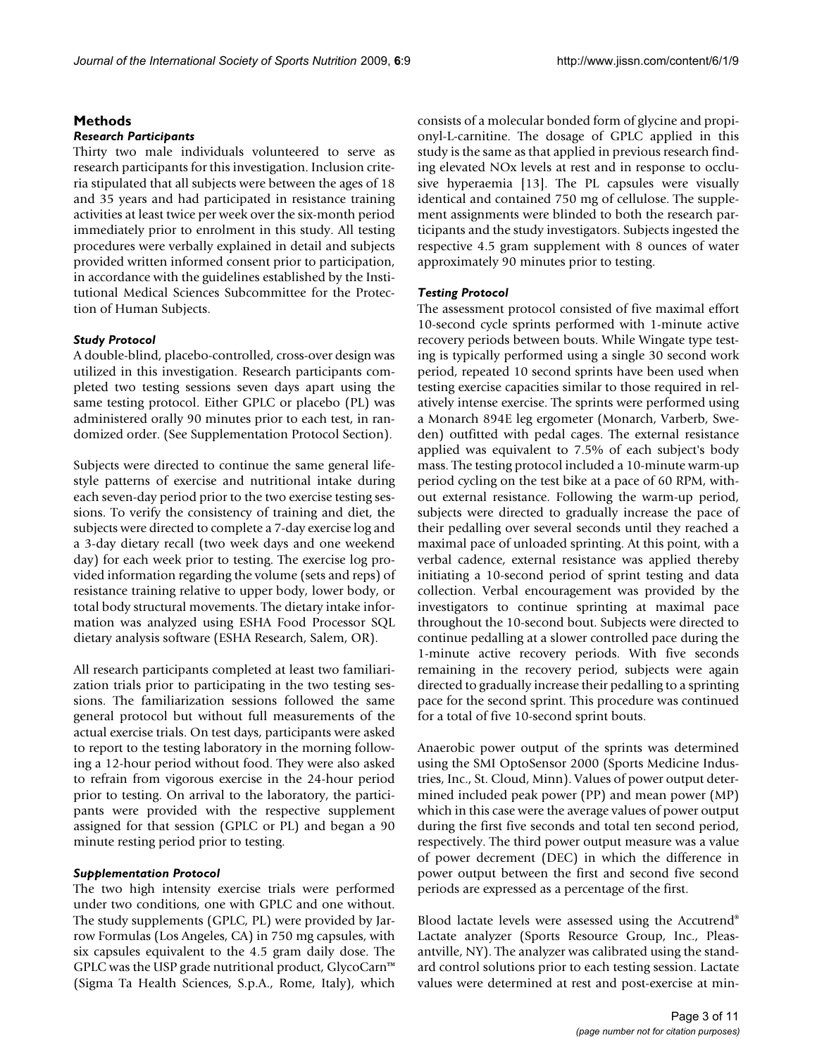## Methods

### *Research Participants*

Thirty two male individuals volunteered to serve as research participants for this investigation. Inclusion criteria stipulated that all subjects were between the ages of 18 and 35 years and had participated in resistance training activities at least twice per week over the six-month period immediately prior to enrolment in this study. All testing procedures were verbally explained in detail and subjects provided written informed consent prior to participation, in accordance with the guidelines established by the Institutional Medical Sciences Subcommittee for the Protection of Human Subjects.

### *Study Protocol*

A double-blind, placebo-controlled, cross-over design was utilized in this investigation. Research participants completed two testing sessions seven days apart using the same testing protocol. Either GPLC or placebo (PL) was administered orally 90 minutes prior to each test, in randomized order. (See Supplementation Protocol Section).

Subjects were directed to continue the same general lifestyle patterns of exercise and nutritional intake during each seven-day period prior to the two exercise testing sessions. To verify the consistency of training and diet, the subjects were directed to complete a 7-day exercise log and a 3-day dietary recall (two week days and one weekend day) for each week prior to testing. The exercise log provided information regarding the volume (sets and reps) of resistance training relative to upper body, lower body, or total body structural movements. The dietary intake information was analyzed using ESHA Food Processor SQL dietary analysis software (ESHA Research, Salem, OR).

All research participants completed at least two familiarization trials prior to participating in the two testing sessions. The familiarization sessions followed the same general protocol but without full measurements of the actual exercise trials. On test days, participants were asked to report to the testing laboratory in the morning following a 12-hour period without food. They were also asked to refrain from vigorous exercise in the 24-hour period prior to testing. On arrival to the laboratory, the participants were provided with the respective supplement assigned for that session (GPLC or PL) and began a 90 minute resting period prior to testing.

### *Supplementation Protocol*

The two high intensity exercise trials were performed under two conditions, one with GPLC and one without. The study supplements (GPLC, PL) were provided by Jarrow Formulas (Los Angeles, CA) in 750 mg capsules, with six capsules equivalent to the 4.5 gram daily dose. The GPLC was the USP grade nutritional product, GlycoCarn™ (Sigma Ta Health Sciences, S.p.A., Rome, Italy), which consists of a molecular bonded form of glycine and propionyl-L-carnitine. The dosage of GPLC applied in this study is the same as that applied in previous research finding elevated NOx levels at rest and in response to occlusive hyperaemia [13]. The PL capsules were visually identical and contained 750 mg of cellulose. The supplement assignments were blinded to both the research participants and the study investigators. Subjects ingested the respective 4.5 gram supplement with 8 ounces of water approximately 90 minutes prior to testing.

### *Testing Protocol*

The assessment protocol consisted of five maximal effort 10-second cycle sprints performed with 1-minute active recovery periods between bouts. While Wingate type testing is typically performed using a single 30 second work period, repeated 10 second sprints have been used when testing exercise capacities similar to those required in relatively intense exercise. The sprints were performed using a Monarch 894E leg ergometer (Monarch, Varberb, Sweden) outfitted with pedal cages. The external resistance applied was equivalent to 7.5% of each subject's body mass. The testing protocol included a 10-minute warm-up period cycling on the test bike at a pace of 60 RPM, without external resistance. Following the warm-up period, subjects were directed to gradually increase the pace of their pedalling over several seconds until they reached a maximal pace of unloaded sprinting. At this point, with a verbal cadence, external resistance was applied thereby initiating a 10-second period of sprint testing and data collection. Verbal encouragement was provided by the investigators to continue sprinting at maximal pace throughout the 10-second bout. Subjects were directed to continue pedalling at a slower controlled pace during the 1-minute active recovery periods. With five seconds remaining in the recovery period, subjects were again directed to gradually increase their pedalling to a sprinting pace for the second sprint. This procedure was continued for a total of five 10-second sprint bouts.

Anaerobic power output of the sprints was determined using the SMI OptoSensor 2000 (Sports Medicine Industries, Inc., St. Cloud, Minn). Values of power output determined included peak power (PP) and mean power (MP) which in this case were the average values of power output during the first five seconds and total ten second period, respectively. The third power output measure was a value of power decrement (DEC) in which the difference in power output between the first and second five second periods are expressed as a percentage of the first.

Blood lactate levels were assessed using the Accutrend® Lactate analyzer (Sports Resource Group, Inc., Pleasantville, NY). The analyzer was calibrated using the standard control solutions prior to each testing session. Lactate values were determined at rest and post-exercise at min-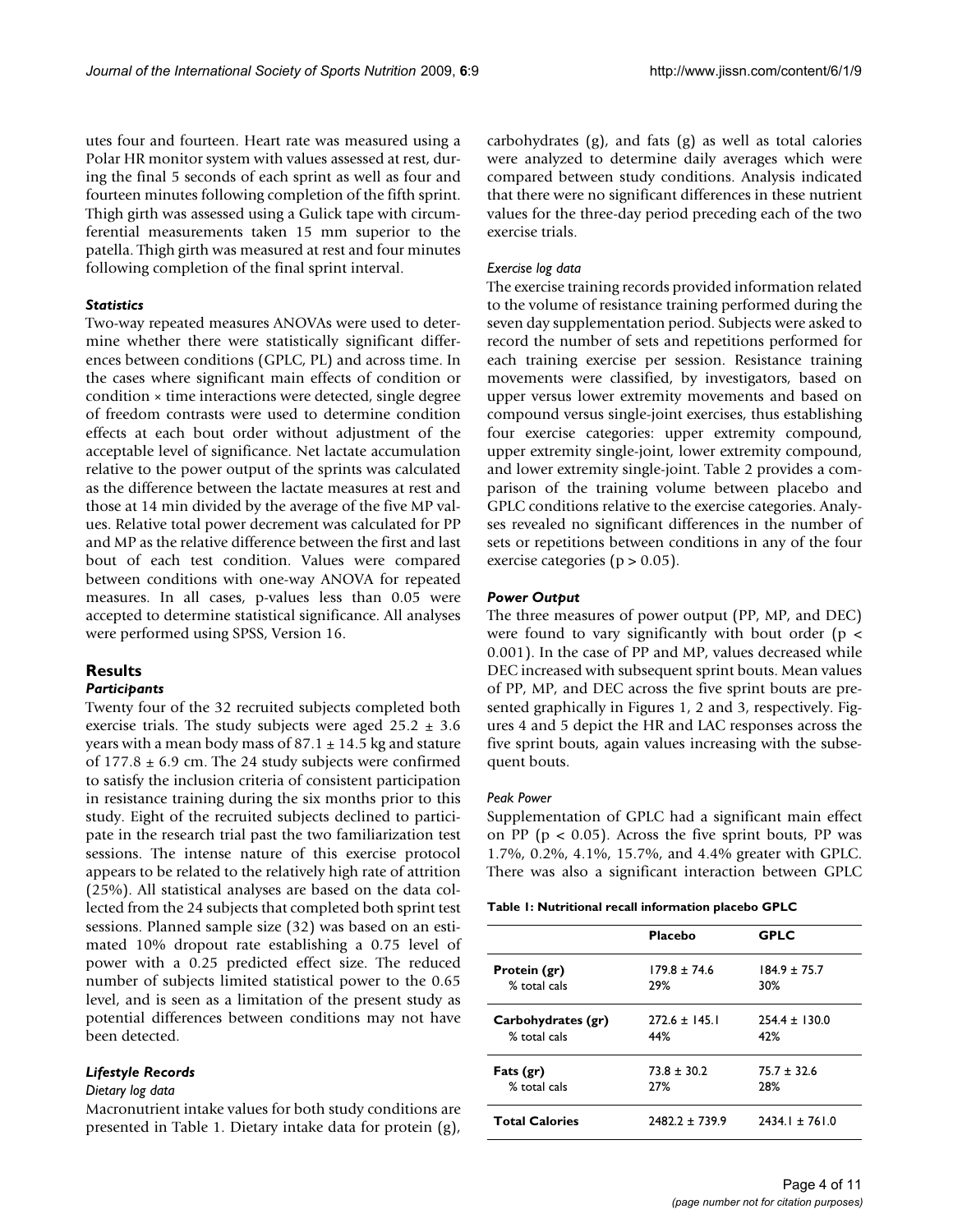utes four and fourteen. Heart rate was measured using a Polar HR monitor system with values assessed at rest, during the final 5 seconds of each sprint as well as four and fourteen minutes following completion of the fifth sprint. Thigh girth was assessed using a Gulick tape with circumferential measurements taken 15 mm superior to the patella. Thigh girth was measured at rest and four minutes following completion of the final sprint interval.

### *Statistics*

Two-way repeated measures ANOVAs were used to determine whether there were statistically significant differences between conditions (GPLC, PL) and across time. In the cases where significant main effects of condition or condition × time interactions were detected, single degree of freedom contrasts were used to determine condition effects at each bout order without adjustment of the acceptable level of significance. Net lactate accumulation relative to the power output of the sprints was calculated as the difference between the lactate measures at rest and those at 14 min divided by the average of the five MP values. Relative total power decrement was calculated for PP and MP as the relative difference between the first and last bout of each test condition. Values were compared between conditions with one-way ANOVA for repeated measures. In all cases, p-values less than 0.05 were accepted to determine statistical significance. All analyses were performed using SPSS, Version 16.

## Results

### *Participants*

Twenty four of the 32 recruited subjects completed both exercise trials. The study subjects were aged 25.2 ± 3.6 years with a mean body mass of 87.1 ± 14.5 kg and stature of 177.8 ± 6.9 cm. The 24 study subjects were confirmed to satisfy the inclusion criteria of consistent participation in resistance training during the six months prior to this study. Eight of the recruited subjects declined to participate in the research trial past the two familiarization test sessions. The intense nature of this exercise protocol appears to be related to the relatively high rate of attrition (25%). All statistical analyses are based on the data collected from the 24 subjects that completed both sprint test sessions. Planned sample size (32) was based on an estimated 10% dropout rate establishing a 0.75 level of power with a 0.25 predicted effect size. The reduced number of subjects limited statistical power to the 0.65 level, and is seen as a limitation of the present study as potential differences between conditions may not have been detected.

### *Lifestyle Records*

#### *Dietary log data*

Macronutrient intake values for both study conditions are presented in Table 1. Dietary intake data for protein (g), carbohydrates (g), and fats (g) as well as total calories were analyzed to determine daily averages which were compared between study conditions. Analysis indicated that there were no significant differences in these nutrient values for the three-day period preceding each of the two exercise trials.

#### *Exercise log data*

The exercise training records provided information related to the volume of resistance training performed during the seven day supplementation period. Subjects were asked to record the number of sets and repetitions performed for each training exercise per session. Resistance training movements were classified, by investigators, based on upper versus lower extremity movements and based on compound versus single-joint exercises, thus establishing four exercise categories: upper extremity compound, upper extremity single-joint, lower extremity compound, and lower extremity single-joint. Table 2 provides a comparison of the training volume between placebo and GPLC conditions relative to the exercise categories. Analyses revealed no significant differences in the number of sets or repetitions between conditions in any of the four exercise categories ($p > 0.05$).

### *Power Output*

The three measures of power output (PP, MP, and DEC) were found to vary significantly with bout order ($p < 0.001$). In the case of PP and MP, values decreased while DEC increased with subsequent sprint bouts. Mean values of PP, MP, and DEC across the five sprint bouts are presented graphically in Figures 1, 2 and 3, respectively. Figures 4 and 5 depict the HR and LAC responses across the five sprint bouts, again values increasing with the subsequent bouts.

#### *Peak Power*

Supplementation of GPLC had a significant main effect on PP ($p < 0.05$). Across the five sprint bouts, PP was 1.7%, 0.2%, 4.1%, 15.7%, and 4.4% greater with GPLC. There was also a significant interaction between GPLC

**Table 1: Nutritional recall information placebo GPLC**

| | Placebo | GPLC |
| --- | --- | --- |
| **Protein (gr)** | 179.8 ± 74.6 | 184.9 ± 75.7 |
| % total cals | 29% | 30% |
| **Carbohydrates (gr)** | 272.6 ± 145.1 | 254.4 ± 130.0 |
| % total cals | 44% | 42% |
| **Fats (gr)** | 73.8 ± 30.2 | 75.7 ± 32.6 |
| % total cals | 27% | 28% |
| **Total Calories** | 2482.2 ± 739.9 | 2434.1 ± 761.0 |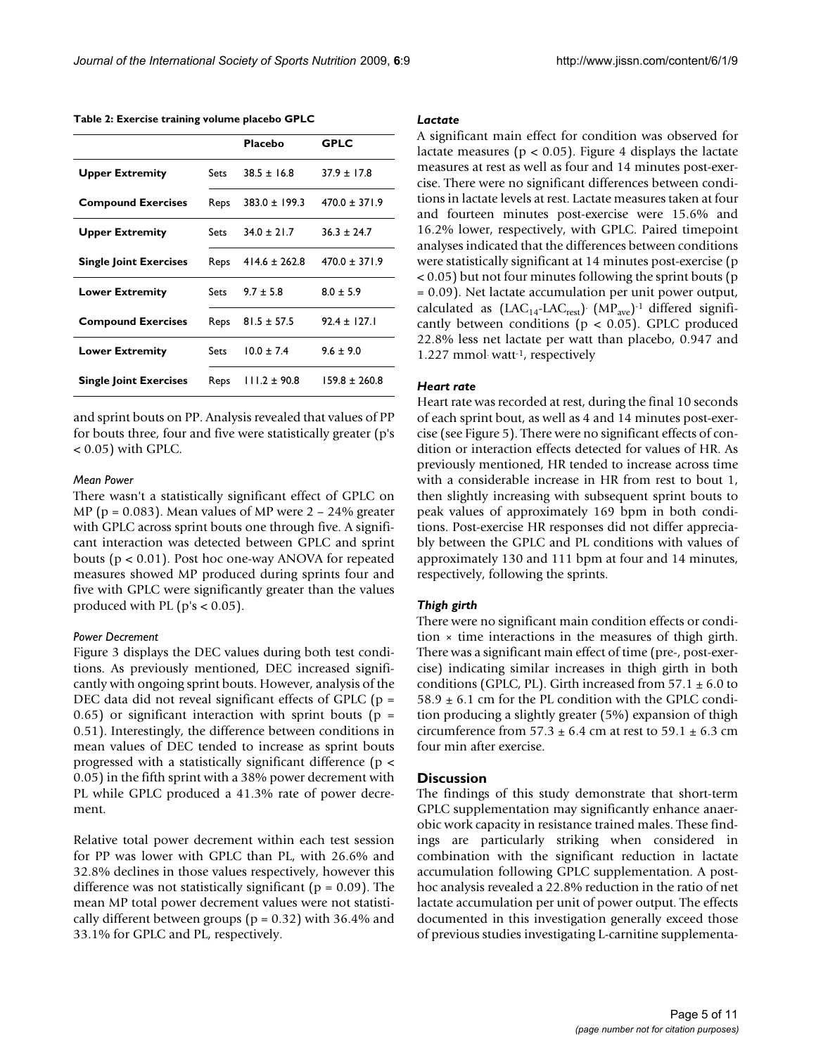**Table 2: Exercise training volume placebo GPLC**

| | | Placebo | GPLC |
|---|---|---|---|
| **Upper Extremity** | Sets | 38.5 ± 16.8 | 37.9 ± 17.8 |
| **Compound Exercises** | Reps | 383.0 ± 199.3 | 470.0 ± 371.9 |
| **Upper Extremity** | Sets | 34.0 ± 21.7 | 36.3 ± 24.7 |
| **Single Joint Exercises** | Reps | 414.6 ± 262.8 | 470.0 ± 371.9 |
| **Lower Extremity** | Sets | 9.7 ± 5.8 | 8.0 ± 5.9 |
| **Compound Exercises** | Reps | 81.5 ± 57.5 | 92.4 ± 127.1 |
| **Lower Extremity** | Sets | 10.0 ± 7.4 | 9.6 ± 9.0 |
| **Single Joint Exercises** | Reps | 111.2 ± 90.8 | 159.8 ± 260.8 |

and sprint bouts on PP. Analysis revealed that values of PP for bouts three, four and five were statistically greater (p's < 0.05) with GPLC.

*Mean Power*

There wasn't a statistically significant effect of GPLC on MP ($p = 0.083$). Mean values of MP were 2 – 24% greater with GPLC across sprint bouts one through five. A significant interaction was detected between GPLC and sprint bouts ($p < 0.01$). Post hoc one-way ANOVA for repeated measures showed MP produced during sprints four and five with GPLC were significantly greater than the values produced with PL (p's < 0.05).

*Power Decrement*

Figure 3 displays the DEC values during both test conditions. As previously mentioned, DEC increased significantly with ongoing sprint bouts. However, analysis of the DEC data did not reveal significant effects of GPLC ($p = 0.65$) or significant interaction with sprint bouts ($p = 0.51$). Interestingly, the difference between conditions in mean values of DEC tended to increase as sprint bouts progressed with a statistically significant difference ($p < 0.05$) in the fifth sprint with a 38% power decrement with PL while GPLC produced a 41.3% rate of power decrement.

Relative total power decrement within each test session for PP was lower with GPLC than PL, with 26.6% and 32.8% declines in those values respectively, however this difference was not statistically significant ($p = 0.09$). The mean MP total power decrement values were not statistically different between groups ($p = 0.32$) with 36.4% and 33.1% for GPLC and PL, respectively.

### *Lactate*

A significant main effect for condition was observed for lactate measures ($p < 0.05$). Figure 4 displays the lactate measures at rest as well as four and 14 minutes post-exercise. There were no significant differences between conditions in lactate levels at rest. Lactate measures taken at four and fourteen minutes post-exercise were 15.6% and 16.2% lower, respectively, with GPLC. Paired timepoint analyses indicated that the differences between conditions were statistically significant at 14 minutes post-exercise ($p < 0.05$) but not four minutes following the sprint bouts ($p = 0.09$). Net lactate accumulation per unit power output, calculated as $(LAC_{14}\text{-}LAC_{rest}) \cdot (MP_{ave})^{-1}$ differed significantly between conditions ($p < 0.05$). GPLC produced 22.8% less net lactate per watt than placebo, 0.947 and 1.227 mmol·watt$^{-1}$, respectively

### *Heart rate*

Heart rate was recorded at rest, during the final 10 seconds of each sprint bout, as well as 4 and 14 minutes post-exercise (see Figure 5). There were no significant effects of condition or interaction effects detected for values of HR. As previously mentioned, HR tended to increase across time with a considerable increase in HR from rest to bout 1, then slightly increasing with subsequent sprint bouts to peak values of approximately 169 bpm in both conditions. Post-exercise HR responses did not differ appreciably between the GPLC and PL conditions with values of approximately 130 and 111 bpm at four and 14 minutes, respectively, following the sprints.

### *Thigh girth*

There were no significant main condition effects or condition × time interactions in the measures of thigh girth. There was a significant main effect of time (pre-, post-exercise) indicating similar increases in thigh girth in both conditions (GPLC, PL). Girth increased from 57.1 ± 6.0 to 58.9 ± 6.1 cm for the PL condition with the GPLC condition producing a slightly greater (5%) expansion of thigh circumference from 57.3 ± 6.4 cm at rest to 59.1 ± 6.3 cm four min after exercise.

## Discussion

The findings of this study demonstrate that short-term GPLC supplementation may significantly enhance anaerobic work capacity in resistance trained males. These findings are particularly striking when considered in combination with the significant reduction in lactate accumulation following GPLC supplementation. A post-hoc analysis revealed a 22.8% reduction in the ratio of net lactate accumulation per unit of power output. The effects documented in this investigation generally exceed those of previous studies investigating L-carnitine supplementa-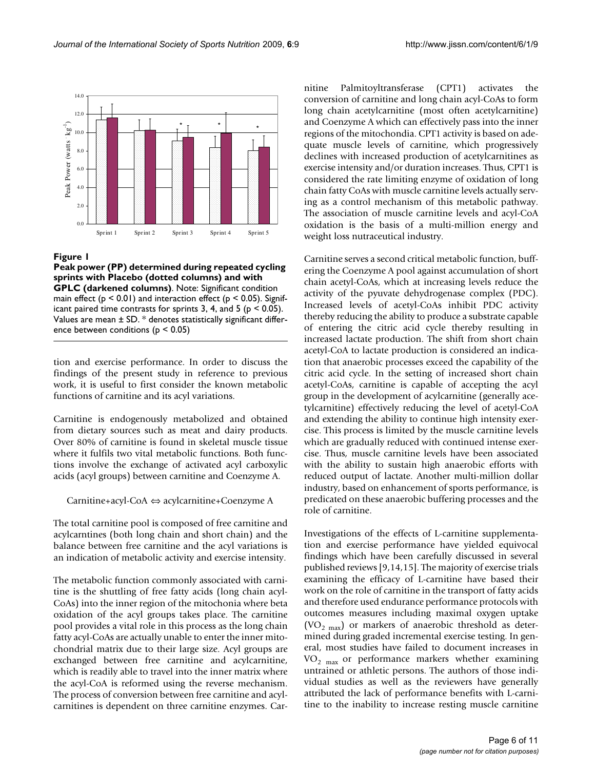14.0

12.0

10.0

8.0

6.0

4.0

2.0

0.0

Peak Power (watts · kg$^{-1}$)

Sprint 1

Sprint 2

Sprint 3

Sprint 4

Sprint 5

\*

\*

\*

**Figure 1**

**Peak power (PP) determined during repeated cycling sprints with Placebo (dotted columns) and with GPLC (darkened columns)**. Note: Significant condition main effect ($p < 0.01$) and interaction effect ($p < 0.05$). Significant paired time contrasts for sprints 3, 4, and 5 ($p < 0.05$). Values are mean ± SD. * denotes statistically significant difference between conditions ($p < 0.05$)

tion and exercise performance. In order to discuss the findings of the present study in reference to previous work, it is useful to first consider the known metabolic functions of carnitine and its acyl variations.

Carnitine is endogenously metabolized and obtained from dietary sources such as meat and dairy products. Over 80% of carnitine is found in skeletal muscle tissue where it fulfils two vital metabolic functions. Both functions involve the exchange of activated acyl carboxylic acids (acyl groups) between carnitine and Coenzyme A.

$$\text{Carnitine+acyl-CoA} \Leftrightarrow \text{acylcarnitine+Coenzyme A}$$

The total carnitine pool is composed of free carnitine and acylcarntines (both long chain and short chain) and the balance between free carnitine and the acyl variations is an indication of metabolic activity and exercise intensity.

The metabolic function commonly associated with carnitine is the shuttling of free fatty acids (long chain acyl-CoAs) into the inner region of the mitochonia where beta oxidation of the acyl groups takes place. The carnitine pool provides a vital role in this process as the long chain fatty acyl-CoAs are actually unable to enter the inner mitochondrial matrix due to their large size. Acyl groups are exchanged between free carnitine and acylcarnitine, which is readily able to travel into the inner matrix where the acyl-CoA is reformed using the reverse mechanism. The process of conversion between free carnitine and acylcarnitines is dependent on three carnitine enzymes. Carnitine Palmitoyltransferase (CPT1) activates the conversion of carnitine and long chain acyl-CoAs to form long chain acetylcarnitine (most often acetylcarnitine) and Coenzyme A which can effectively pass into the inner regions of the mitochondia. CPT1 activity is based on adequate muscle levels of carnitine, which progressively declines with increased production of acetylcarnitines as exercise intensity and/or duration increases. Thus, CPT1 is considered the rate limiting enzyme of oxidation of long chain fatty CoAs with muscle carnitine levels actually serving as a control mechanism of this metabolic pathway. The association of muscle carnitine levels and acyl-CoA oxidation is the basis of a multi-million energy and weight loss nutraceutical industry.

Carnitine serves a second critical metabolic function, buffering the Coenzyme A pool against accumulation of short chain acetyl-CoAs, which at increasing levels reduce the activity of the pyuvate dehydrogenase complex (PDC). Increased levels of acetyl-CoAs inhibit PDC activity thereby reducing the ability to produce a substrate capable of entering the citric acid cycle thereby resulting in increased lactate production. The shift from short chain acetyl-CoA to lactate production is considered an indication that anaerobic processes exceed the capability of the citric acid cycle. In the setting of increased short chain acetyl-CoAs, carnitine is capable of accepting the acyl group in the development of acylcarnitine (generally acetylcarnitine) effectively reducing the level of acetyl-CoA and extending the ability to continue high intensity exercise. This process is limited by the muscle carnitine levels which are gradually reduced with continued intense exercise. Thus, muscle carnitine levels have been associated with the ability to sustain high anaerobic efforts with reduced output of lactate. Another multi-million dollar industry, based on enhancement of sports performance, is predicated on these anaerobic buffering processes and the role of carnitine.

Investigations of the effects of L-carnitine supplementation and exercise performance have yielded equivocal findings which have been carefully discussed in several published reviews [9,14,15]. The majority of exercise trials examining the efficacy of L-carnitine have based their work on the role of carnitine in the transport of fatty acids and therefore used endurance performance protocols with outcomes measures including maximal oxygen uptake ($VO_{2\ max}$) or markers of anaerobic threshold as determined during graded incremental exercise testing. In general, most studies have failed to document increases in $VO_{2\ max}$ or performance markers whether examining untrained or athletic persons. The authors of those individual studies as well as the reviewers have generally attributed the lack of performance benefits with L-carnitine to the inability to increase resting muscle carnitine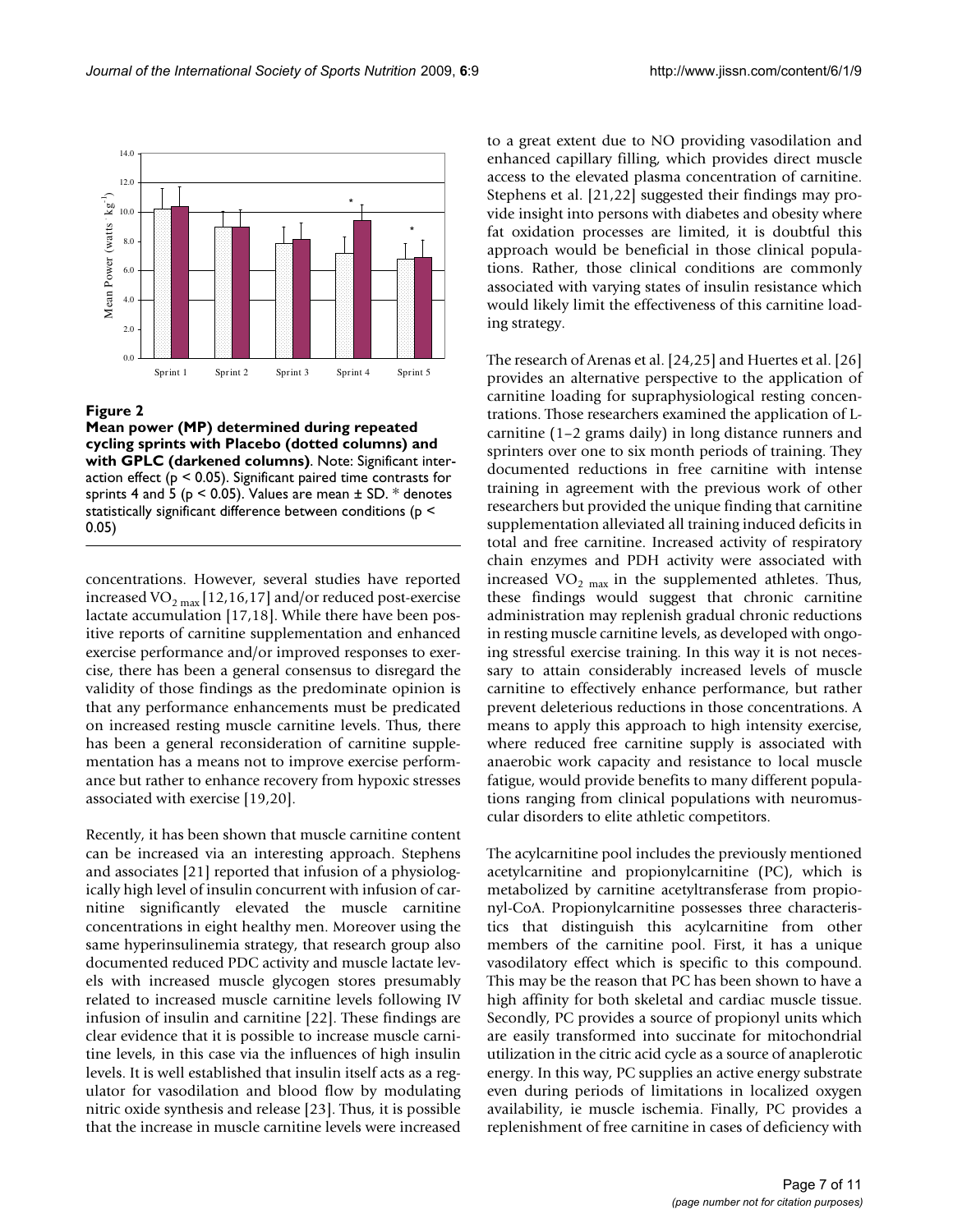**Figure 2**

**Mean power (MP) determined during repeated cycling sprints with Placebo (dotted columns) and with GPLC (darkened columns)**. Note: Significant interaction effect ($p < 0.05$). Significant paired time contrasts for sprints 4 and 5 ($p < 0.05$). Values are mean ± SD. * denotes statistically significant difference between conditions ($p < 0.05$)

concentrations. However, several studies have reported increased $VO_{2\ max}$ [12,16,17] and/or reduced post-exercise lactate accumulation [17,18]. While there have been positive reports of carnitine supplementation and enhanced exercise performance and/or improved responses to exercise, there has been a general consensus to disregard the validity of those findings as the predominate opinion is that any performance enhancements must be predicated on increased resting muscle carnitine levels. Thus, there has been a general reconsideration of carnitine supplementation has a means not to improve exercise performance but rather to enhance recovery from hypoxic stresses associated with exercise [19,20].

Recently, it has been shown that muscle carnitine content can be increased via an interesting approach. Stephens and associates [21] reported that infusion of a physiologically high level of insulin concurrent with infusion of carnitine significantly elevated the muscle carnitine concentrations in eight healthy men. Moreover using the same hyperinsulinemia strategy, that research group also documented reduced PDC activity and muscle lactate levels with increased muscle glycogen stores presumably related to increased muscle carnitine levels following IV infusion of insulin and carnitine [22]. These findings are clear evidence that it is possible to increase muscle carnitine levels, in this case via the influences of high insulin levels. It is well established that insulin itself acts as a regulator for vasodilation and blood flow by modulating nitric oxide synthesis and release [23]. Thus, it is possible that the increase in muscle carnitine levels were increased to a great extent due to NO providing vasodilation and enhanced capillary filling, which provides direct muscle access to the elevated plasma concentration of carnitine. Stephens et al. [21,22] suggested their findings may provide insight into persons with diabetes and obesity where fat oxidation processes are limited, it is doubtful this approach would be beneficial in those clinical populations. Rather, those clinical conditions are commonly associated with varying states of insulin resistance which would likely limit the effectiveness of this carnitine loading strategy.

The research of Arenas et al. [24,25] and Huertes et al. [26] provides an alternative perspective to the application of carnitine loading for supraphysiological resting concentrations. Those researchers examined the application of L-carnitine (1–2 grams daily) in long distance runners and sprinters over one to six month periods of training. They documented reductions in free carnitine with intense training in agreement with the previous work of other researchers but provided the unique finding that carnitine supplementation alleviated all training induced deficits in total and free carnitine. Increased activity of respiratory chain enzymes and PDH activity were associated with increased $VO_{2\ max}$ in the supplemented athletes. Thus, these findings would suggest that chronic carnitine administration may replenish gradual chronic reductions in resting muscle carnitine levels, as developed with ongoing stressful exercise training. In this way it is not necessary to attain considerably increased levels of muscle carnitine to effectively enhance performance, but rather prevent deleterious reductions in those concentrations. A means to apply this approach to high intensity exercise, where reduced free carnitine supply is associated with anaerobic work capacity and resistance to local muscle fatigue, would provide benefits to many different populations ranging from clinical populations with neuromuscular disorders to elite athletic competitors.

The acylcarnitine pool includes the previously mentioned acetylcarnitine and propionylcarnitine (PC), which is metabolized by carnitine acetyltransferase from propionyl-CoA. Propionylcarnitine possesses three characteristics that distinguish this acylcarnitine from other members of the carnitine pool. First, it has a unique vasodilatory effect which is specific to this compound. This may be the reason that PC has been shown to have a high affinity for both skeletal and cardiac muscle tissue. Secondly, PC provides a source of propionyl units which are easily transformed into succinate for mitochondrial utilization in the citric acid cycle as a source of anaplerotic energy. In this way, PC supplies an active energy substrate even during periods of limitations in localized oxygen availability, ie muscle ischemia. Finally, PC provides a replenishment of free carnitine in cases of deficiency with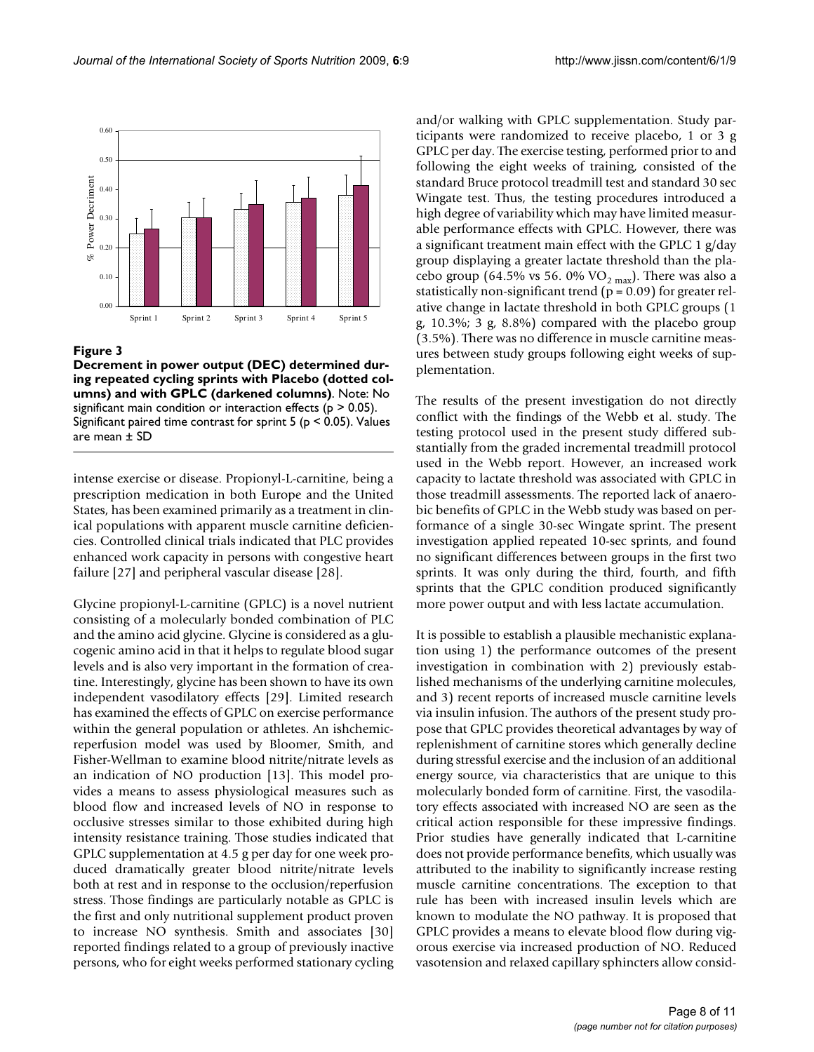**Figure 3**

**Decrement in power output (DEC) determined during repeated cycling sprints with Placebo (dotted columns) and with GPLC (darkened columns)**. Note: No significant main condition or interaction effects ($p > 0.05$). Significant paired time contrast for sprint 5 ($p < 0.05$). Values are mean ± SD

intense exercise or disease. Propionyl-L-carnitine, being a prescription medication in both Europe and the United States, has been examined primarily as a treatment in clinical populations with apparent muscle carnitine deficiencies. Controlled clinical trials indicated that PLC provides enhanced work capacity in persons with congestive heart failure [27] and peripheral vascular disease [28].

Glycine propionyl-L-carnitine (GPLC) is a novel nutrient consisting of a molecularly bonded combination of PLC and the amino acid glycine. Glycine is considered as a glucogenic amino acid in that it helps to regulate blood sugar levels and is also very important in the formation of creatine. Interestingly, glycine has been shown to have its own independent vasodilatory effects [29]. Limited research has examined the effects of GPLC on exercise performance within the general population or athletes. An ishchemic-reperfusion model was used by Bloomer, Smith, and Fisher-Wellman to examine blood nitrite/nitrate levels as an indication of NO production [13]. This model provides a means to assess physiological measures such as blood flow and increased levels of NO in response to occlusive stresses similar to those exhibited during high intensity resistance training. Those studies indicated that GPLC supplementation at 4.5 g per day for one week produced dramatically greater blood nitrite/nitrate levels both at rest and in response to the occlusion/reperfusion stress. Those findings are particularly notable as GPLC is the first and only nutritional supplement product proven to increase NO synthesis. Smith and associates [30] reported findings related to a group of previously inactive persons, who for eight weeks performed stationary cycling and/or walking with GPLC supplementation. Study participants were randomized to receive placebo, 1 or 3 g GPLC per day. The exercise testing, performed prior to and following the eight weeks of training, consisted of the standard Bruce protocol treadmill test and standard 30 sec Wingate test. Thus, the testing procedures introduced a high degree of variability which may have limited measurable performance effects with GPLC. However, there was a significant treatment main effect with the GPLC 1 g/day group displaying a greater lactate threshold than the placebo group (64.5% vs 56. 0% $VO_{2\ max}$). There was also a statistically non-significant trend ($p = 0.09$) for greater relative change in lactate threshold in both GPLC groups (1 g, 10.3%; 3 g, 8.8%) compared with the placebo group (3.5%). There was no difference in muscle carnitine measures between study groups following eight weeks of supplementation.

The results of the present investigation do not directly conflict with the findings of the Webb et al. study. The testing protocol used in the present study differed substantially from the graded incremental treadmill protocol used in the Webb report. However, an increased work capacity to lactate threshold was associated with GPLC in those treadmill assessments. The reported lack of anaerobic benefits of GPLC in the Webb study was based on performance of a single 30-sec Wingate sprint. The present investigation applied repeated 10-sec sprints, and found no significant differences between groups in the first two sprints. It was only during the third, fourth, and fifth sprints that the GPLC condition produced significantly more power output and with less lactate accumulation.

It is possible to establish a plausible mechanistic explanation using 1) the performance outcomes of the present investigation in combination with 2) previously established mechanisms of the underlying carnitine molecules, and 3) recent reports of increased muscle carnitine levels via insulin infusion. The authors of the present study propose that GPLC provides theoretical advantages by way of replenishment of carnitine stores which generally decline during stressful exercise and the inclusion of an additional energy source, via characteristics that are unique to this molecularly bonded form of carnitine. First, the vasodilatory effects associated with increased NO are seen as the critical action responsible for these impressive findings. Prior studies have generally indicated that L-carnitine does not provide performance benefits, which usually was attributed to the inability to significantly increase resting muscle carnitine concentrations. The exception to that rule has been with increased insulin levels which are known to modulate the NO pathway. It is proposed that GPLC provides a means to elevate blood flow during vigorous exercise via increased production of NO. Reduced vasotension and relaxed capillary sphincters allow consid-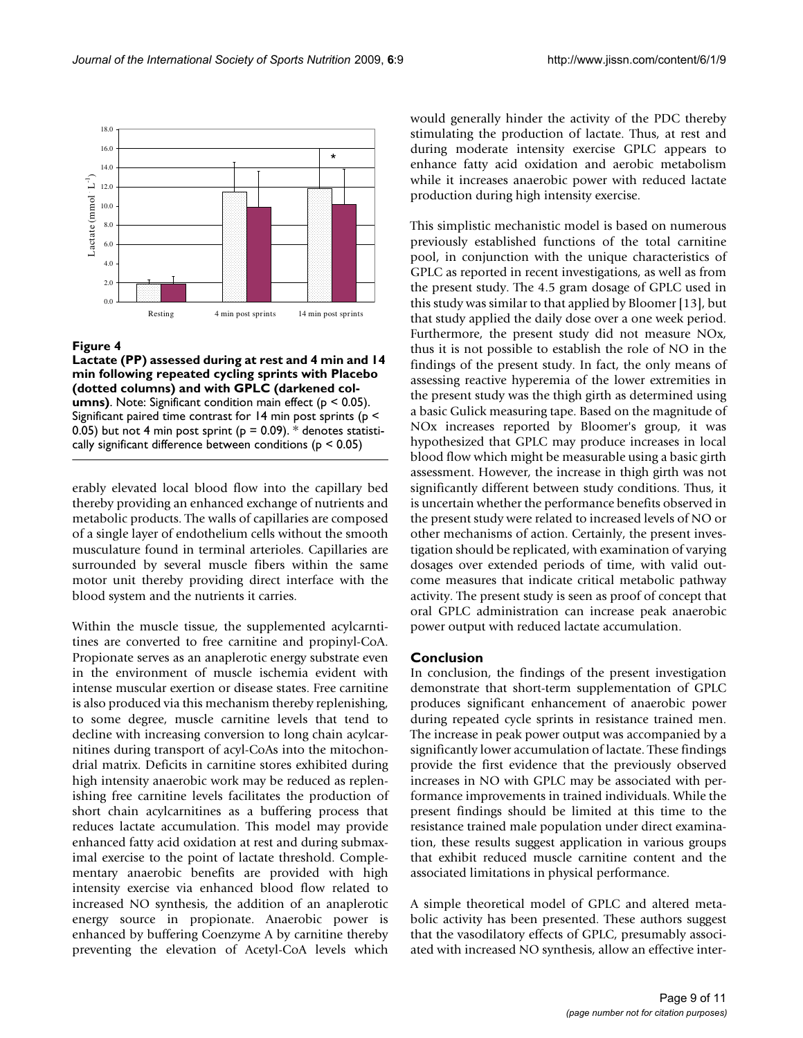18.0
16.0
14.0
12.0
10.0
8.0
6.0
4.0
2.0
0.0

Lactate (mmol · L$^{-1}$)

*

Resting

4 min post sprints

14 min post sprints

**Figure 4**

**Lactate (PP) assessed during at rest and 4 min and 14 min following repeated cycling sprints with Placebo (dotted columns) and with GPLC (darkened columns)**. Note: Significant condition main effect ($p < 0.05$). Significant paired time contrast for 14 min post sprints ($p < 0.05$) but not 4 min post sprint ($p = 0.09$). * denotes statistically significant difference between conditions ($p < 0.05$)

erably elevated local blood flow into the capillary bed thereby providing an enhanced exchange of nutrients and metabolic products. The walls of capillaries are composed of a single layer of endothelium cells without the smooth musculature found in terminal arterioles. Capillaries are surrounded by several muscle fibers within the same motor unit thereby providing direct interface with the blood system and the nutrients it carries.

Within the muscle tissue, the supplemented acylcarntitines are converted to free carnitine and propinyl-CoA. Propionate serves as an anaplerotic energy substrate even in the environment of muscle ischemia evident with intense muscular exertion or disease states. Free carnitine is also produced via this mechanism thereby replenishing, to some degree, muscle carnitine levels that tend to decline with increasing conversion to long chain acylcarnitines during transport of acyl-CoAs into the mitochondrial matrix. Deficits in carnitine stores exhibited during high intensity anaerobic work may be reduced as replenishing free carnitine levels facilitates the production of short chain acylcarnitines as a buffering process that reduces lactate accumulation. This model may provide enhanced fatty acid oxidation at rest and during submaximal exercise to the point of lactate threshold. Complementary anaerobic benefits are provided with high intensity exercise via enhanced blood flow related to increased NO synthesis, the addition of an anaplerotic energy source in propionate. Anaerobic power is enhanced by buffering Coenzyme A by carnitine thereby preventing the elevation of Acetyl-CoA levels which would generally hinder the activity of the PDC thereby stimulating the production of lactate. Thus, at rest and during moderate intensity exercise GPLC appears to enhance fatty acid oxidation and aerobic metabolism while it increases anaerobic power with reduced lactate production during high intensity exercise.

This simplistic mechanistic model is based on numerous previously established functions of the total carnitine pool, in conjunction with the unique characteristics of GPLC as reported in recent investigations, as well as from the present study. The 4.5 gram dosage of GPLC used in this study was similar to that applied by Bloomer [13], but that study applied the daily dose over a one week period. Furthermore, the present study did not measure NOx, thus it is not possible to establish the role of NO in the findings of the present study. In fact, the only means of assessing reactive hyperemia of the lower extremities in the present study was the thigh girth as determined using a basic Gulick measuring tape. Based on the magnitude of NOx increases reported by Bloomer's group, it was hypothesized that GPLC may produce increases in local blood flow which might be measurable using a basic girth assessment. However, the increase in thigh girth was not significantly different between study conditions. Thus, it is uncertain whether the performance benefits observed in the present study were related to increased levels of NO or other mechanisms of action. Certainly, the present investigation should be replicated, with examination of varying dosages over extended periods of time, with valid outcome measures that indicate critical metabolic pathway activity. The present study is seen as proof of concept that oral GPLC administration can increase peak anaerobic power output with reduced lactate accumulation.

## Conclusion

In conclusion, the findings of the present investigation demonstrate that short-term supplementation of GPLC produces significant enhancement of anaerobic power during repeated cycle sprints in resistance trained men. The increase in peak power output was accompanied by a significantly lower accumulation of lactate. These findings provide the first evidence that the previously observed increases in NO with GPLC may be associated with performance improvements in trained individuals. While the present findings should be limited at this time to the resistance trained male population under direct examination, these results suggest application in various groups that exhibit reduced muscle carnitine content and the associated limitations in physical performance.

A simple theoretical model of GPLC and altered metabolic activity has been presented. These authors suggest that the vasodilatory effects of GPLC, presumably associated with increased NO synthesis, allow an effective inter-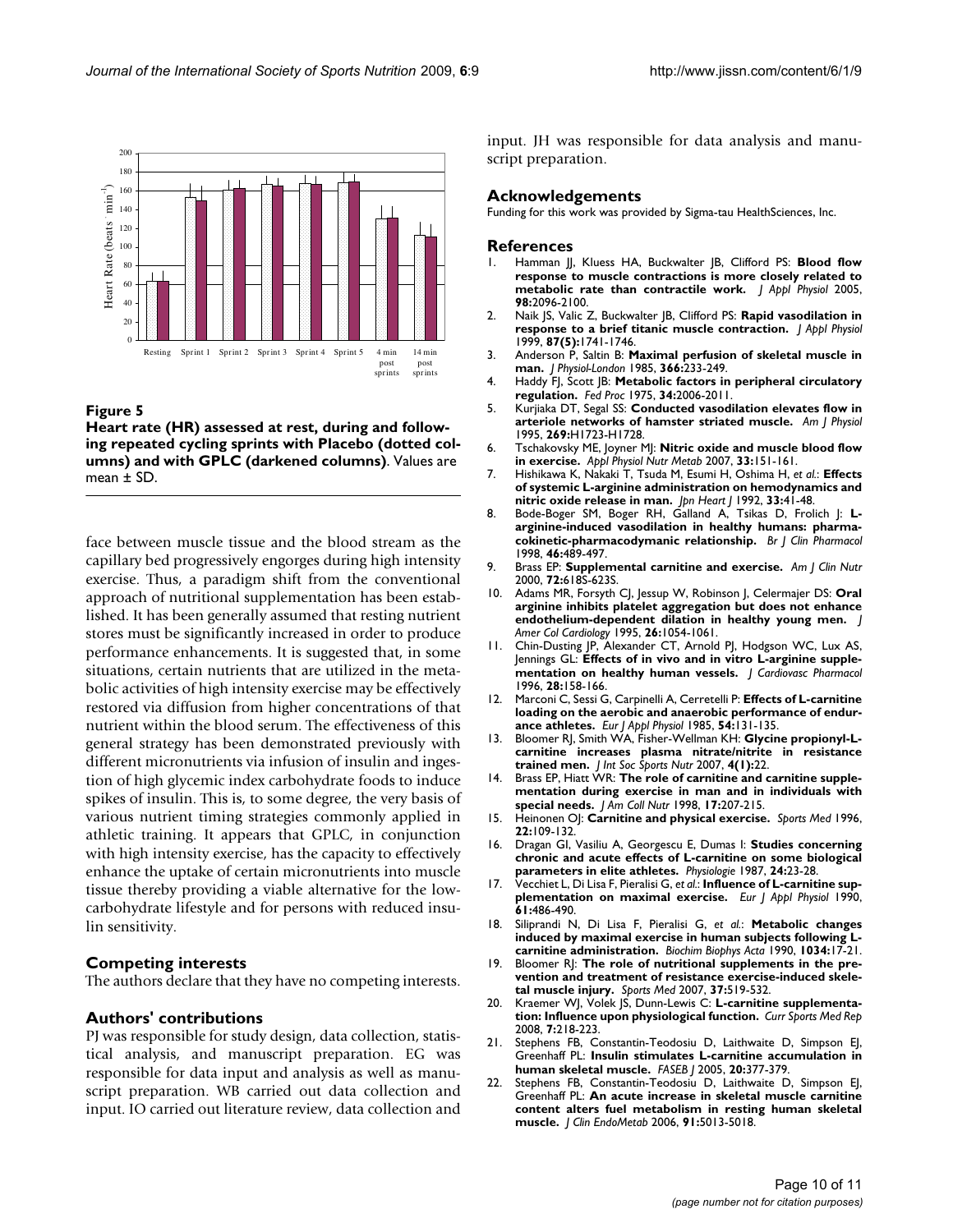**Figure 5**

**Heart rate (HR) assessed at rest, during and following repeated cycling sprints with Placebo (dotted columns) and with GPLC (darkened columns)**. Values are mean ± SD.

face between muscle tissue and the blood stream as the capillary bed progressively engorges during high intensity exercise. Thus, a paradigm shift from the conventional approach of nutritional supplementation has been established. It has been generally assumed that resting nutrient stores must be significantly increased in order to produce performance enhancements. It is suggested that, in some situations, certain nutrients that are utilized in the metabolic activities of high intensity exercise may be effectively restored via diffusion from higher concentrations of that nutrient within the blood serum. The effectiveness of this general strategy has been demonstrated previously with different micronutrients via infusion of insulin and ingestion of high glycemic index carbohydrate foods to induce spikes of insulin. This is, to some degree, the very basis of various nutrient timing strategies commonly applied in athletic training. It appears that GPLC, in conjunction with high intensity exercise, has the capacity to effectively enhance the uptake of certain micronutrients into muscle tissue thereby providing a viable alternative for the low-carbohydrate lifestyle and for persons with reduced insulin sensitivity.

## Competing interests

The authors declare that they have no competing interests.

## Authors' contributions

PJ was responsible for study design, data collection, statistical analysis, and manuscript preparation. EG was responsible for data input and analysis as well as manuscript preparation. WB carried out data collection and input. IO carried out literature review, data collection and input. JH was responsible for data analysis and manuscript preparation.

## Acknowledgements

Funding for this work was provided by Sigma-tau HealthSciences, Inc.

## References

1. Hamman JJ, Kluess HA, Buckwalter JB, Clifford PS: **Blood flow response to muscle contractions is more closely related to metabolic rate than contractile work.** *J Appl Physiol* 2005, **98:**2096-2100.
2. Naik JS, Valic Z, Buckwalter JB, Clifford PS: **Rapid vasodilation in response to a brief titanic muscle contraction.** *J Appl Physiol* 1999, **87(5):**1741-1746.
3. Anderson P, Saltin B: **Maximal perfusion of skeletal muscle in man.** *J Physiol-London* 1985, **366:**233-249.
4. Haddy FJ, Scott JB: **Metabolic factors in peripheral circulatory regulation.** *Fed Proc* 1975, **34:**2006-2011.
5. Kurjiaka DT, Segal SS: **Conducted vasodilation elevates flow in arteriole networks of hamster striated muscle.** *Am J Physiol* 1995, **269:**H1723-H1728.
6. Tschakovsky ME, Joyner MJ: **Nitric oxide and muscle blood flow in exercise.** *Appl Physiol Nutr Metab* 2007, **33:**151-161.
7. Hishikawa K, Nakaki T, Tsuda M, Esumi H, Oshima H, *et al.*: **Effects of systemic L-arginine administration on hemodynamics and nitric oxide release in man.** *Jpn Heart J* 1992, **33:**41-48.
8. Bode-Boger SM, Boger RH, Galland A, Tsikas D, Frolich J: **L-arginine-induced vasodilation in healthy humans: pharmacokinetic-pharmacodymanic relationship.** *Br J Clin Pharmacol* 1998, **46:**489-497.
9. Brass EP: **Supplemental carnitine and exercise.** *Am J Clin Nutr* 2000, **72:**618S-623S.
10. Adams MR, Forsyth CJ, Jessup W, Robinson J, Celermajer DS: **Oral arginine inhibits platelet aggregation but does not enhance endothelium-dependent dilation in healthy young men.** *J Amer Col Cardiology* 1995, **26:**1054-1061.
11. Chin-Dusting JP, Alexander CT, Arnold PJ, Hodgson WC, Lux AS, Jennings GL: **Effects of in vivo and in vitro L-arginine supplementation on healthy human vessels.** *J Cardiovasc Pharmacol* 1996, **28:**158-166.
12. Marconi C, Sessi G, Carpinelli A, Cerretelli P: **Effects of L-carnitine loading on the aerobic and anaerobic performance of endurance athletes.** *Eur J Appl Physiol* 1985, **54:**131-135.
13. Bloomer RJ, Smith WA, Fisher-Wellman KH: **Glycine propionyl-L-carnitine increases plasma nitrate/nitrite in resistance trained men.** *J Int Soc Sports Nutr* 2007, **4(1):**22.
14. Brass EP, Hiatt WR: **The role of carnitine and carnitine supplementation during exercise in man and in individuals with special needs.** *J Am Coll Nutr* 1998, **17:**207-215.
15. Heinonen OJ: **Carnitine and physical exercise.** *Sports Med* 1996, **22:**109-132.
16. Dragan GI, Vasiliu A, Georgescu E, Dumas I: **Studies concerning chronic and acute effects of L-carnitine on some biological parameters in elite athletes.** *Physiologie* 1987, **24:**23-28.
17. Vecchiet L, Di Lisa F, Pieralisi G, *et al.*: **Influence of L-carnitine supplementation on maximal exercise.** *Eur J Appl Physiol* 1990, **61:**486-490.
18. Siliprandi N, Di Lisa F, Pieralisi G, *et al.*: **Metabolic changes induced by maximal exercise in human subjects following L-carnitine administration.** *Biochim Biophys Acta* 1990, **1034:**17-21.
19. Bloomer RJ: **The role of nutritional supplements in the prevention and treatment of resistance exercise-induced skeletal muscle injury.** *Sports Med* 2007, **37:**519-532.
20. Kraemer WJ, Volek JS, Dunn-Lewis C: **L-carnitine supplementation: Influence upon physiological function.** *Curr Sports Med Rep* 2008, **7:**218-223.
21. Stephens FB, Constantin-Teodosiu D, Laithwaite D, Simpson EJ, Greenhaff PL: **Insulin stimulates L-carnitine accumulation in human skeletal muscle.** *FASEB J* 2005, **20:**377-379.
22. Stephens FB, Constantin-Teodosiu D, Laithwaite D, Simpson EJ, Greenhaff PL: **An acute increase in skeletal muscle carnitine content alters fuel metabolism in resting human skeletal muscle.** *J Clin EndoMetab* 2006, **91:**5013-5018.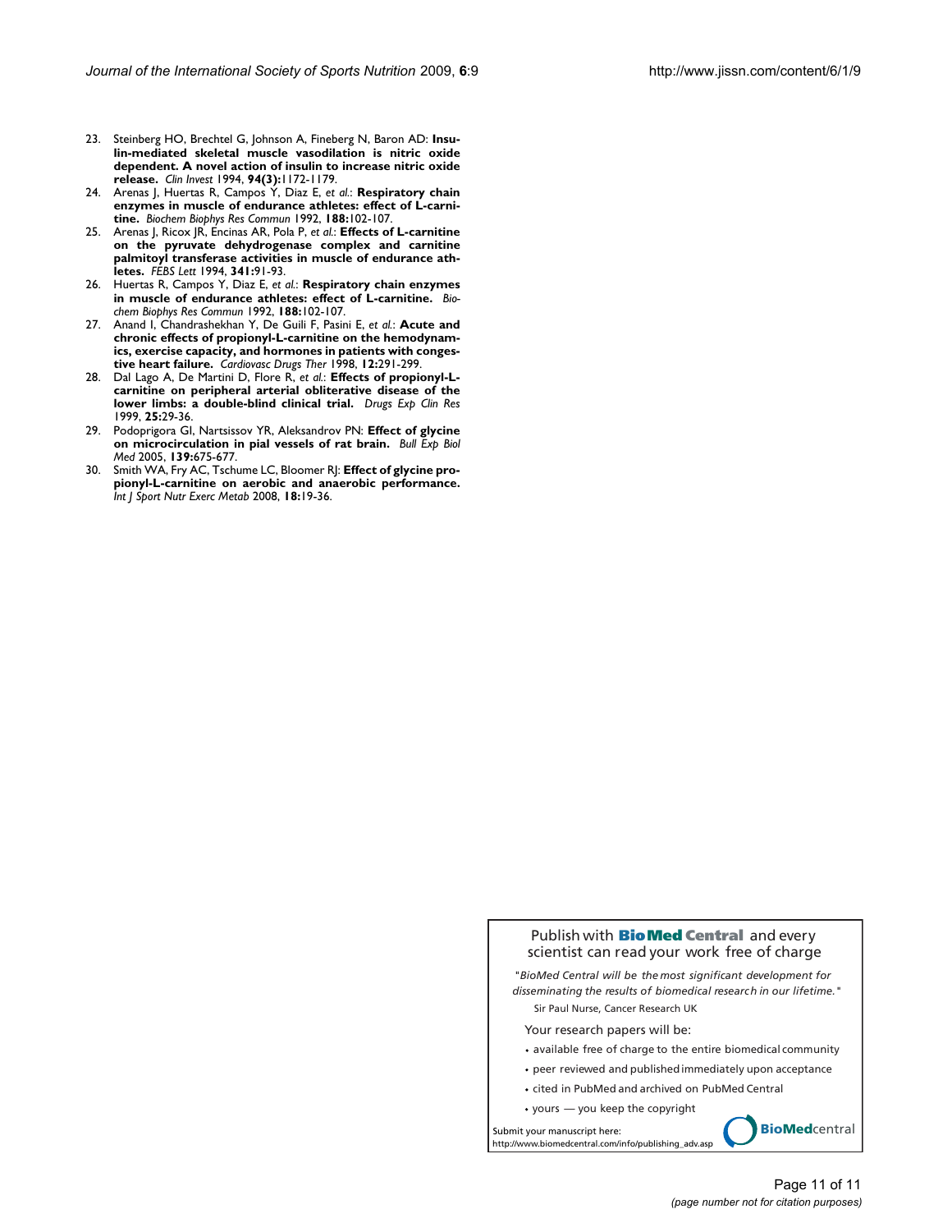23. Steinberg HO, Brechtel G, Johnson A, Fineberg N, Baron AD: **Insulin-mediated skeletal muscle vasodilation is nitric oxide dependent. A novel action of insulin to increase nitric oxide release.** *Clin Invest* 1994, **94(3):**1172-1179.
24. Arenas J, Huertas R, Campos Y, Diaz E, *et al.*: **Respiratory chain enzymes in muscle of endurance athletes: effect of L-carnitine.** *Biochem Biophys Res Commun* 1992, **188:**102-107.
25. Arenas J, Ricox JR, Encinas AR, Pola P, *et al.*: **Effects of L-carnitine on the pyruvate dehydrogenase complex and carnitine palmitoyl transferase activities in muscle of endurance athletes.** *FEBS Lett* 1994, **341:**91-93.
26. Huertas R, Campos Y, Diaz E, *et al.*: **Respiratory chain enzymes in muscle of endurance athletes: effect of L-carnitine.** *Biochem Biophys Res Commun* 1992, **188:**102-107.
27. Anand I, Chandrashekhan Y, De Guili F, Pasini E, *et al.*: **Acute and chronic effects of propionyl-L-carnitine on the hemodynamics, exercise capacity, and hormones in patients with congestive heart failure.** *Cardiovasc Drugs Ther* 1998, **12:**291-299.
28. Dal Lago A, De Martini D, Flore R, *et al.*: **Effects of propionyl-L-carnitine on peripheral arterial obliterative disease of the lower limbs: a double-blind clinical trial.** *Drugs Exp Clin Res* 1999, **25:**29-36.
29. Podoprigora GI, Nartsissov YR, Aleksandrov PN: **Effect of glycine on microcirculation in pial vessels of rat brain.** *Bull Exp Biol Med* 2005, **139:**675-677.
30. Smith WA, Fry AC, Tschume LC, Bloomer RJ: **Effect of glycine propionyl-L-carnitine on aerobic and anaerobic performance.** *Int J Sport Nutr Exerc Metab* 2008, **18:**19-36.